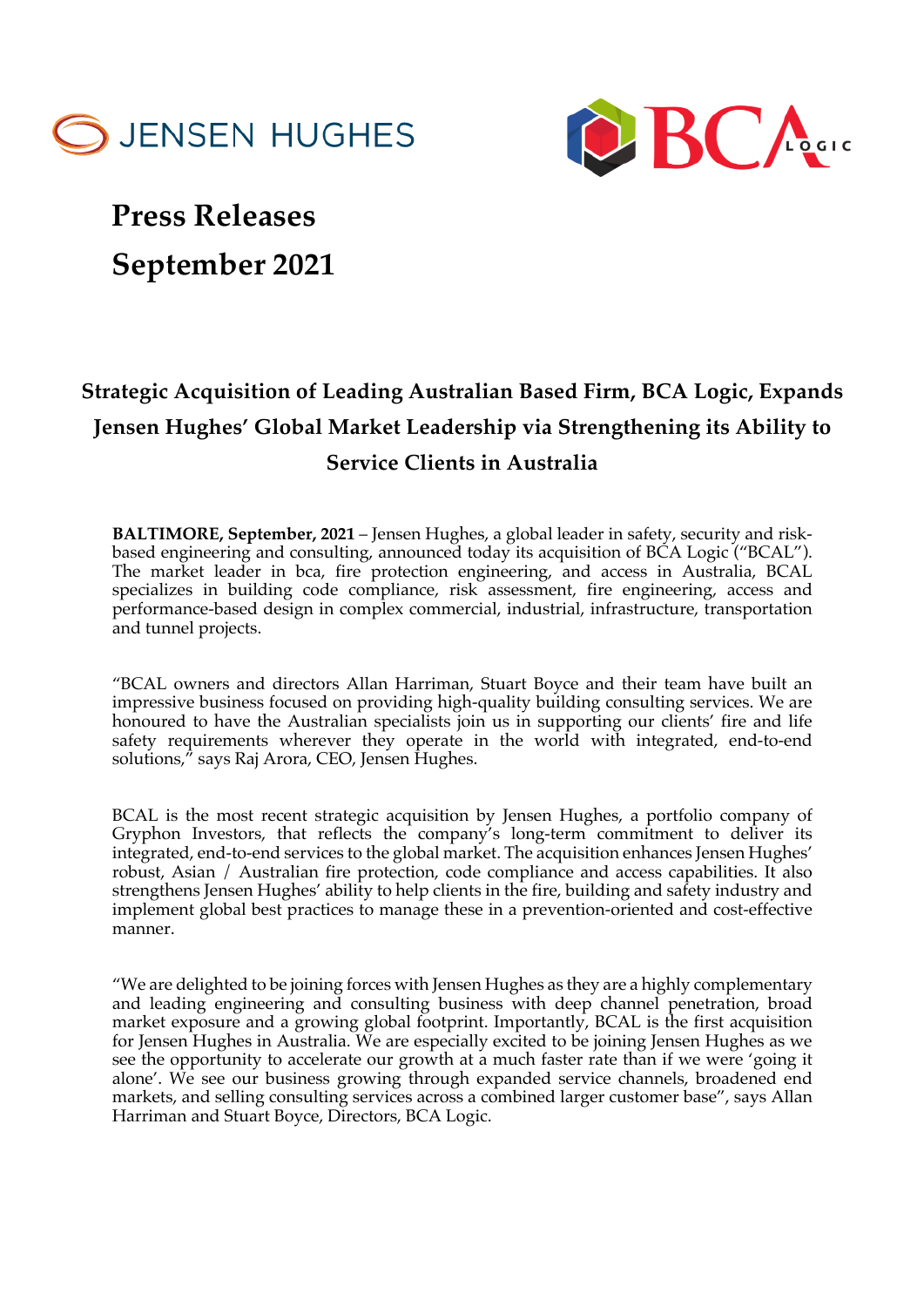JENSEN HUGHES

BCA LOGIC

# Press Releases
# September 2021

## Strategic Acquisition of Leading Australian Based Firm, BCA Logic, Expands Jensen Hughes' Global Market Leadership via Strengthening its Ability to Service Clients in Australia

**BALTIMORE, September, 2021** – Jensen Hughes, a global leader in safety, security and risk-based engineering and consulting, announced today its acquisition of BCA Logic ("BCAL"). The market leader in bca, fire protection engineering, and access in Australia, BCAL specializes in building code compliance, risk assessment, fire engineering, access and performance-based design in complex commercial, industrial, infrastructure, transportation and tunnel projects.

"BCAL owners and directors Allan Harriman, Stuart Boyce and their team have built an impressive business focused on providing high-quality building consulting services. We are honoured to have the Australian specialists join us in supporting our clients' fire and life safety requirements wherever they operate in the world with integrated, end-to-end solutions," says Raj Arora, CEO, Jensen Hughes.

BCAL is the most recent strategic acquisition by Jensen Hughes, a portfolio company of Gryphon Investors, that reflects the company's long-term commitment to deliver its integrated, end-to-end services to the global market. The acquisition enhances Jensen Hughes' robust, Asian / Australian fire protection, code compliance and access capabilities. It also strengthens Jensen Hughes' ability to help clients in the fire, building and safety industry and implement global best practices to manage these in a prevention-oriented and cost-effective manner.

"We are delighted to be joining forces with Jensen Hughes as they are a highly complementary and leading engineering and consulting business with deep channel penetration, broad market exposure and a growing global footprint. Importantly, BCAL is the first acquisition for Jensen Hughes in Australia. We are especially excited to be joining Jensen Hughes as we see the opportunity to accelerate our growth at a much faster rate than if we were 'going it alone'. We see our business growing through expanded service channels, broadened end markets, and selling consulting services across a combined larger customer base", says Allan Harriman and Stuart Boyce, Directors, BCA Logic.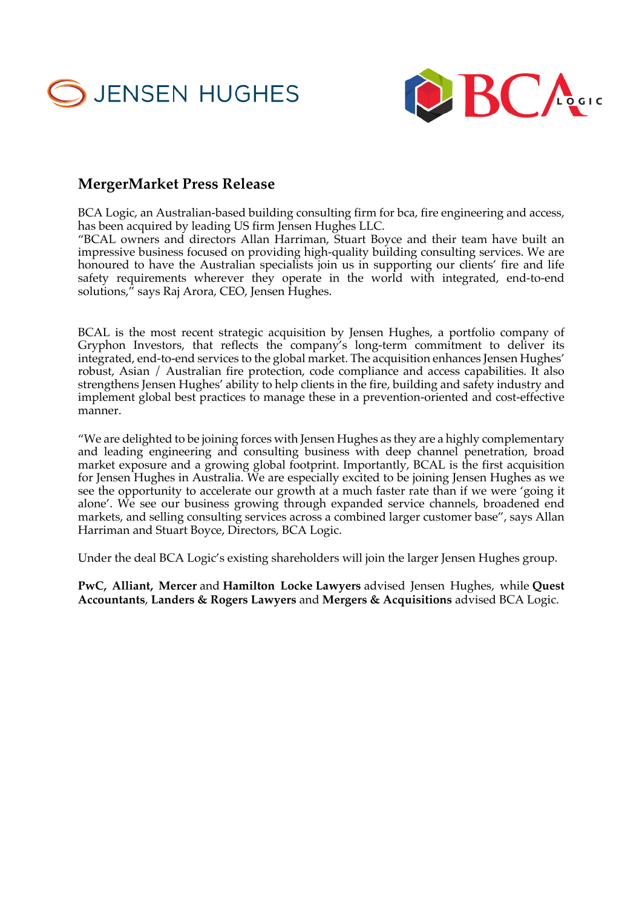## MergerMarket Press Release

BCA Logic, an Australian-based building consulting firm for bca, fire engineering and access, has been acquired by leading US firm Jensen Hughes LLC.

"BCAL owners and directors Allan Harriman, Stuart Boyce and their team have built an impressive business focused on providing high-quality building consulting services. We are honoured to have the Australian specialists join us in supporting our clients' fire and life safety requirements wherever they operate in the world with integrated, end-to-end solutions," says Raj Arora, CEO, Jensen Hughes.

BCAL is the most recent strategic acquisition by Jensen Hughes, a portfolio company of Gryphon Investors, that reflects the company's long-term commitment to deliver its integrated, end-to-end services to the global market. The acquisition enhances Jensen Hughes' robust, Asian / Australian fire protection, code compliance and access capabilities. It also strengthens Jensen Hughes' ability to help clients in the fire, building and safety industry and implement global best practices to manage these in a prevention-oriented and cost-effective manner.

"We are delighted to be joining forces with Jensen Hughes as they are a highly complementary and leading engineering and consulting business with deep channel penetration, broad market exposure and a growing global footprint. Importantly, BCAL is the first acquisition for Jensen Hughes in Australia. We are especially excited to be joining Jensen Hughes as we see the opportunity to accelerate our growth at a much faster rate than if we were 'going it alone'. We see our business growing through expanded service channels, broadened end markets, and selling consulting services across a combined larger customer base", says Allan Harriman and Stuart Boyce, Directors, BCA Logic.

Under the deal BCA Logic's existing shareholders will join the larger Jensen Hughes group.

**PwC, Alliant, Mercer** and **Hamilton Locke Lawyers** advised Jensen Hughes, while **Quest Accountants**, **Landers & Rogers Lawyers** and **Mergers & Acquisitions** advised BCA Logic.